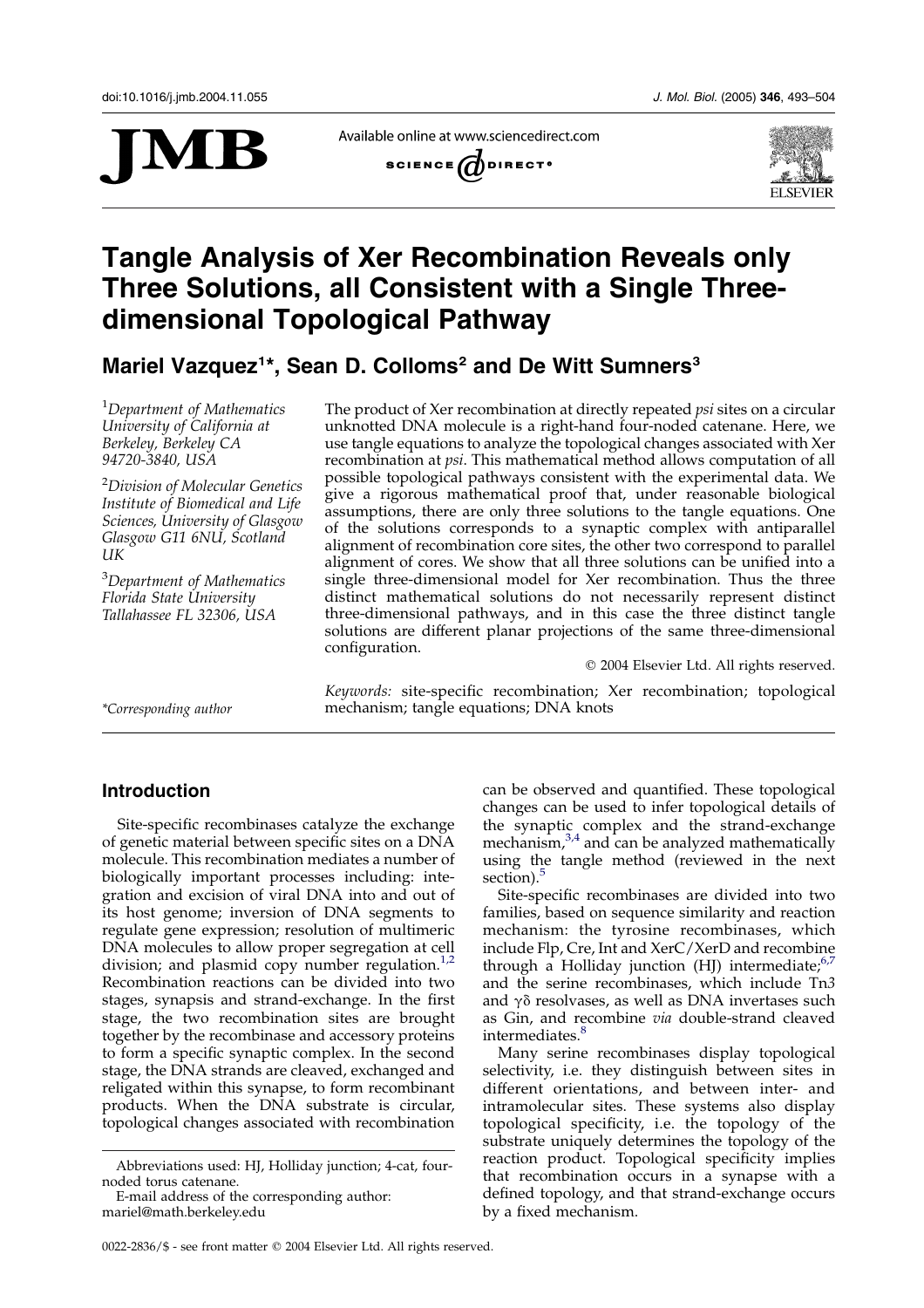# Tangle Analysis of Xer Recombination Reveals only Three Solutions, all Consistent with a Single Three-dimensional Topological Pathway

**Mariel Vazquez[1]*, Sean D. Colloms[2] and De Witt Sumners[3]**

[1]*Department of Mathematics University of California at Berkeley, Berkeley CA 94720-3840, USA*

[2]*Division of Molecular Genetics Institute of Biomedical and Life Sciences, University of Glasgow Glasgow G11 6NU, Scotland UK*

[3]*Department of Mathematics Florida State University Tallahassee FL 32306, USA*

*\*Corresponding author*

The product of Xer recombination at directly repeated *psi* sites on a circular unknotted DNA molecule is a right-hand four-noded catenane. Here, we use tangle equations to analyze the topological changes associated with Xer recombination at *psi*. This mathematical method allows computation of all possible topological pathways consistent with the experimental data. We give a rigorous mathematical proof that, under reasonable biological assumptions, there are only three solutions to the tangle equations. One of the solutions corresponds to a synaptic complex with antiparallel alignment of recombination core sites, the other two correspond to parallel alignment of cores. We show that all three solutions can be unified into a single three-dimensional model for Xer recombination. Thus the three distinct mathematical solutions do not necessarily represent distinct three-dimensional pathways, and in this case the three distinct tangle solutions are different planar projections of the same three-dimensional configuration.

© 2004 Elsevier Ltd. All rights reserved.

*Keywords:* site-specific recombination; Xer recombination; topological mechanism; tangle equations; DNA knots

## Introduction

Site-specific recombinases catalyze the exchange of genetic material between specific sites on a DNA molecule. This recombination mediates a number of biologically important processes including: integration and excision of viral DNA into and out of its host genome; inversion of DNA segments to regulate gene expression; resolution of multimeric DNA molecules to allow proper segregation at cell division; and plasmid copy number regulation.[1,2] Recombination reactions can be divided into two stages, synapsis and strand-exchange. In the first stage, the two recombination sites are brought together by the recombinase and accessory proteins to form a specific synaptic complex. In the second stage, the DNA strands are cleaved, exchanged and religated within this synapse, to form recombinant products. When the DNA substrate is circular, topological changes associated with recombination can be observed and quantified. These topological changes can be used to infer topological details of the synaptic complex and the strand-exchange mechanism,[3,4] and can be analyzed mathematically using the tangle method (reviewed in the next section).[5]

Site-specific recombinases are divided into two families, based on sequence similarity and reaction mechanism: the tyrosine recombinases, which include Flp, Cre, Int and XerC/XerD and recombine through a Holliday junction (HJ) intermediate;[6,7] and the serine recombinases, which include Tn*3* and $\gamma\delta$ resolvases, as well as DNA invertases such as Gin, and recombine *via* double-strand cleaved intermediates.[8]

Many serine recombinases display topological selectivity, i.e. they distinguish between sites in different orientations, and between inter- and intramolecular sites. These systems also display topological specificity, i.e. the topology of the substrate uniquely determines the topology of the reaction product. Topological specificity implies that recombination occurs in a synapse with a defined topology, and that strand-exchange occurs by a fixed mechanism.

Abbreviations used: HJ, Holliday junction; 4-cat, four-noded torus catenane.

E-mail address of the corresponding author: mariel@math.berkeley.edu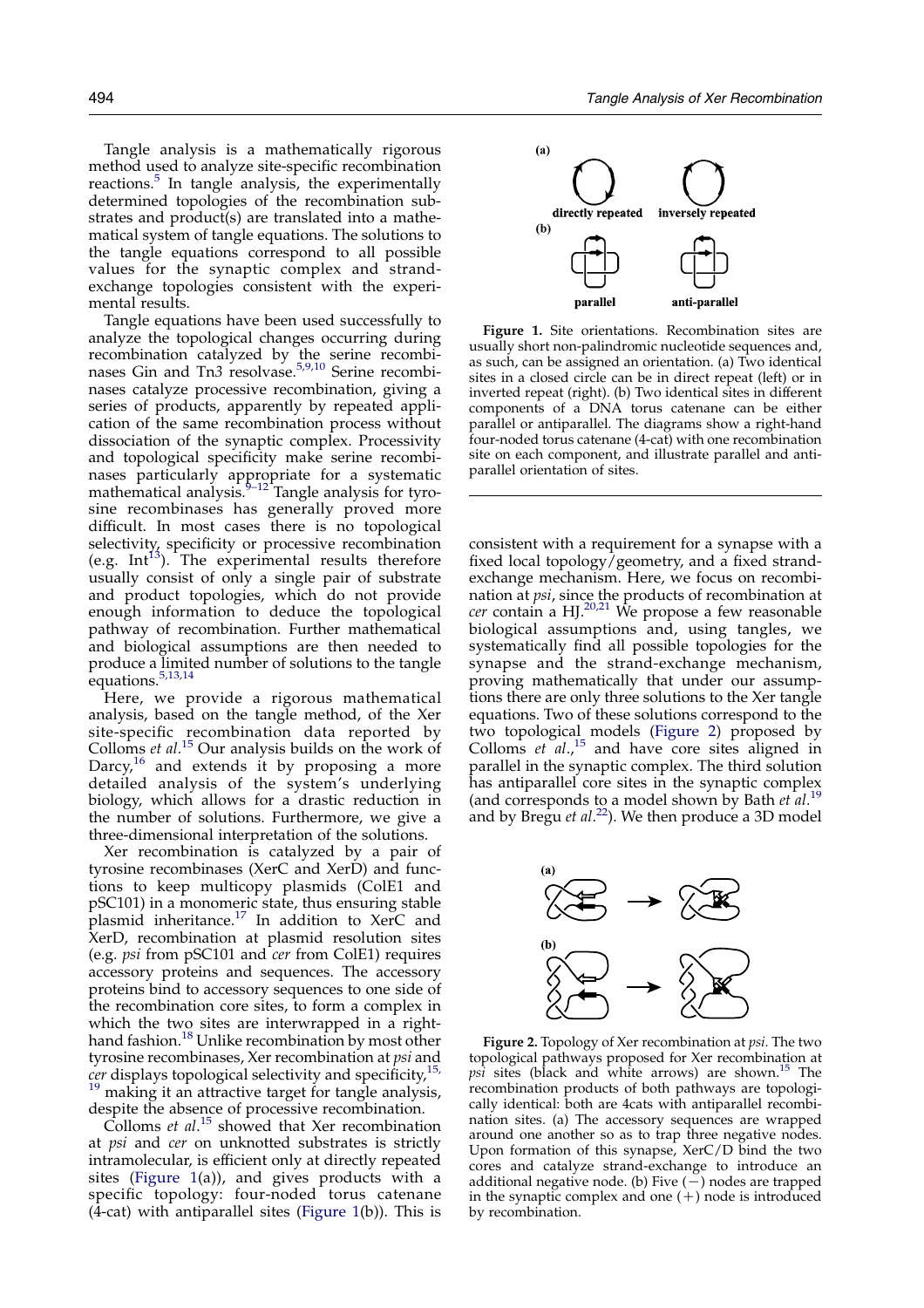Tangle analysis is a mathematically rigorous method used to analyze site-specific recombination reactions.[5] In tangle analysis, the experimentally determined topologies of the recombination substrates and product(s) are translated into a mathematical system of tangle equations. The solutions to the tangle equations correspond to all possible values for the synaptic complex and strand-exchange topologies consistent with the experimental results.

Tangle equations have been used successfully to analyze the topological changes occurring during recombination catalyzed by the serine recombinases Gin and Tn*3* resolvase.[5,9,10] Serine recombinases catalyze processive recombination, giving a series of products, apparently by repeated application of the same recombination process without dissociation of the synaptic complex. Processivity and topological specificity make serine recombinases particularly appropriate for a systematic mathematical analysis.[9–12] Tangle analysis for tyrosine recombinases has generally proved more difficult. In most cases there is no topological selectivity, specificity or processive recombination (e.g. Int[13]). The experimental results therefore usually consist of only a single pair of substrate and product topologies, which do not provide enough information to deduce the topological pathway of recombination. Further mathematical and biological assumptions are then needed to produce a limited number of solutions to the tangle equations.[5,13,14]

Here, we provide a rigorous mathematical analysis, based on the tangle method, of the Xer site-specific recombination data reported by Colloms *et al*.[15] Our analysis builds on the work of Darcy,[16] and extends it by proposing a more detailed analysis of the system's underlying biology, which allows for a drastic reduction in the number of solutions. Furthermore, we give a three-dimensional interpretation of the solutions.

Xer recombination is catalyzed by a pair of tyrosine recombinases (XerC and XerD) and functions to keep multicopy plasmids (ColE1 and pSC101) in a monomeric state, thus ensuring stable plasmid inheritance.[17] In addition to XerC and XerD, recombination at plasmid resolution sites (e.g. *psi* from pSC101 and *cer* from ColE1) requires accessory proteins and sequences. The accessory proteins bind to accessory sequences to one side of the recombination core sites, to form a complex in which the two sites are interwrapped in a right-hand fashion.[18] Unlike recombination by most other tyrosine recombinases, Xer recombination at *psi* and *cer* displays topological selectivity and specificity,[15,19] making it an attractive target for tangle analysis, despite the absence of processive recombination.

Colloms *et al*.[15] showed that Xer recombination at *psi* and *cer* on unknotted substrates is strictly intramolecular, is efficient only at directly repeated sites (Figure 1(a)), and gives products with a specific topology: four-noded torus catenane (4-cat) with antiparallel sites (Figure 1(b)). This is consistent with a requirement for a synapse with a fixed local topology/geometry, and a fixed strand-exchange mechanism. Here, we focus on recombination at *psi*, since the products of recombination at *cer* contain a HJ.[20,21] We propose a few reasonable biological assumptions and, using tangles, we systematically find all possible topologies for the synapse and the strand-exchange mechanism, proving mathematically that under our assumptions there are only three solutions to the Xer tangle equations. Two of these solutions correspond to the two topological models (Figure 2) proposed by Colloms *et al*.,[15] and have core sites aligned in parallel in the synaptic complex. The third solution has antiparallel core sites in the synaptic complex (and corresponds to a model shown by Bath *et al*.[19] and by Bregu *et al*.[22]). We then produce a 3D model

**Figure 1.** Site orientations. Recombination sites are usually short non-palindromic nucleotide sequences and, as such, can be assigned an orientation. (a) Two identical sites in a closed circle can be in direct repeat (left) or in inverted repeat (right). (b) Two identical sites in different components of a DNA torus catenane can be either parallel or antiparallel. The diagrams show a right-hand four-noded torus catenane (4-cat) with one recombination site on each component, and illustrate parallel and antiparallel orientation of sites.

**Figure 2.** Topology of Xer recombination at *psi*. The two topological pathways proposed for Xer recombination at *psi* sites (black and white arrows) are shown.[15] The recombination products of both pathways are topologically identical: both are 4cats with antiparallel recombination sites. (a) The accessory sequences are wrapped around one another so as to trap three negative nodes. Upon formation of this synapse, XerC/D bind the two cores and catalyze strand-exchange to introduce an additional negative node. (b) Five (−) nodes are trapped in the synaptic complex and one (+) node is introduced by recombination.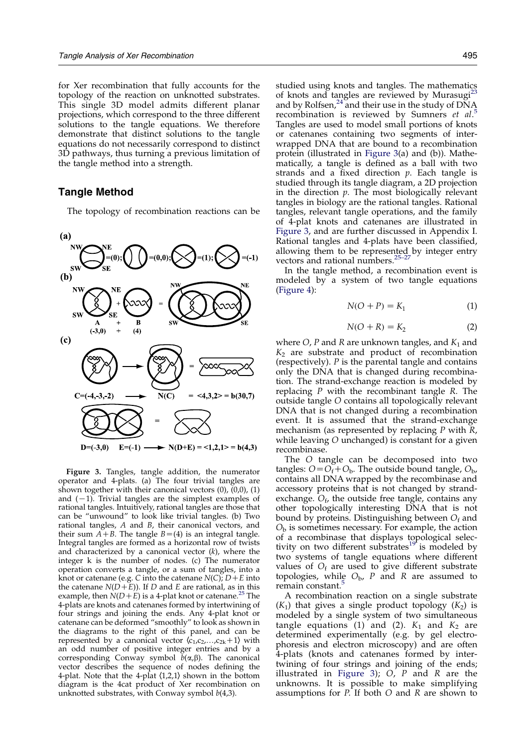for Xer recombination that fully accounts for the topology of the reaction on unknotted substrates. This single 3D model admits different planar projections, which correspond to the three different solutions to the tangle equations. We therefore demonstrate that distinct solutions to the tangle equations do not necessarily correspond to distinct 3D pathways, thus turning a previous limitation of the tangle method into a strength.

## Tangle Method

The topology of recombination reactions can be studied using knots and tangles. The mathematics of knots and tangles are reviewed by Murasugi[23] and by Rolfsen,[24] and their use in the study of DNA recombination is reviewed by Sumners *et al*.[5] Tangles are used to model small portions of knots or catenanes containing two segments of interwrapped DNA that are bound to a recombination protein (illustrated in Figure 3(a) and (b)). Mathematically, a tangle is defined as a ball with two strands and a fixed direction $p$. Each tangle is studied through its tangle diagram, a 2D projection in the direction $p$. The most biologically relevant tangles in biology are the rational tangles. Rational tangles, relevant tangle operations, and the family of 4-plat knots and catenanes are illustrated in Figure 3, and are further discussed in Appendix I. Rational tangles and 4-plats have been classified, allowing them to be represented by integer entry vectors and rational numbers.[25–27]

In the tangle method, a recombination event is modeled by a system of two tangle equations (Figure 4):

$$N(O + P) = K_1 \quad (1)$$

$$N(O + R) = K_2 \quad (2)$$

where $O$, $P$ and $R$ are unknown tangles, and $K_1$ and $K_2$ are substrate and product of recombination (respectively). $P$ is the parental tangle and contains only the DNA that is changed during recombination. The strand-exchange reaction is modeled by replacing $P$ with the recombinant tangle $R$. The outside tangle $O$ contains all topologically relevant DNA that is not changed during a recombination event. It is assumed that the strand-exchange mechanism (as represented by replacing $P$ with $R$, while leaving $O$ unchanged) is constant for a given recombinase.

The $O$ tangle can be decomposed into two tangles: $O = O_f + O_b$. The outside bound tangle, $O_b$, contains all DNA wrapped by the recombinase and accessory proteins that is not changed by strand-exchange. $O_f$, the outside free tangle, contains any other topologically interesting DNA that is not bound by proteins. Distinguishing between $O_f$ and $O_b$ is sometimes necessary. For example, the action of a recombinase that displays topological selectivity on two different substrates[19] is modeled by two systems of tangle equations where different values of $O_f$ are used to give different substrate topologies, while $O_b$, $P$ and $R$ are assumed to remain constant.[5]

A recombination reaction on a single substrate ($K_1$) that gives a single product topology ($K_2$) is modeled by a single system of two simultaneous tangle equations (1) and (2). $K_1$ and $K_2$ are determined experimentally (e.g. by gel electrophoresis and electron microscopy) and are often 4-plats (knots and catenanes formed by intertwining of four strings and joining of the ends; illustrated in Figure 3); $O$, $P$ and $R$ are the unknowns. It is possible to make simplifying assumptions for $P$. If both $O$ and $R$ are shown to

**Figure 3.** Tangles, tangle addition, the numerator operator and 4-plats. (a) The four trivial tangles are shown together with their canonical vectors (0), (0,0), (1) and (−1). Trivial tangles are the simplest examples of rational tangles. Intuitively, rational tangles are those that can be "unwound" to look like trivial tangles. (b) Two rational tangles, $A$ and $B$, their canonical vectors, and their sum $A+B$. The tangle $B=(4)$ is an integral tangle. Integral tangles are formed as a horizontal row of twists and characterized by a canonical vector ($k$), where the integer k is the number of nodes. (c) The numerator operation converts a tangle, or a sum of tangles, into a knot or catenane (e.g. $C$ into the catenane $N(C)$; $D+E$ into the catenane $N(D+E)$). If $D$ and $E$ are rational, as in this example, then $N(D+E)$ is a 4-plat knot or catenane.[25] The 4-plats are knots and catenanes formed by intertwining of four strings and joining the ends. Any 4-plat knot or catenane can be deformed "smoothly" to look as shown in the diagrams to the right of this panel, and can be represented by a canonical vector $\langle c_1,c_2,\ldots,c_{2k}+1\rangle$ with an odd number of positive integer entries and by a corresponding Conway symbol $b(\alpha,\beta)$. The canonical vector describes the sequence of nodes defining the 4-plat. Note that the 4-plat $\langle 1,2,1\rangle$ shown in the bottom diagram is the 4cat product of Xer recombination on unknotted substrates, with Conway symbol $b(4,3)$.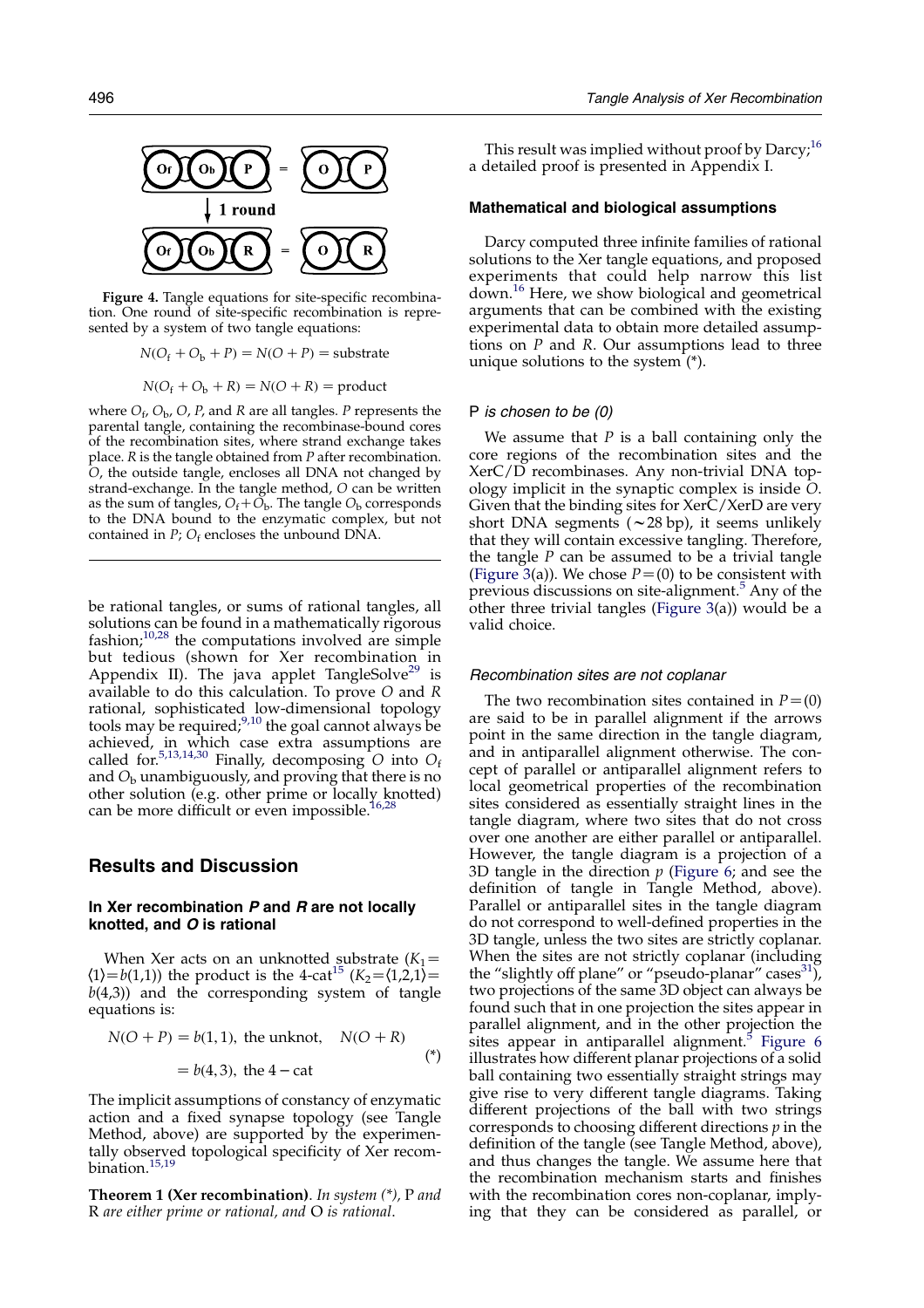**Figure 4.** Tangle equations for site-specific recombination. One round of site-specific recombination is represented by a system of two tangle equations:

$$N(O_f + O_b + P) = N(O + P) = \text{substrate}$$

$$N(O_f + O_b + R) = N(O + R) = \text{product}$$

where $O_f$, $O_b$, $O$, $P$, and $R$ are all tangles. $P$ represents the parental tangle, containing the recombinase-bound cores of the recombination sites, where strand exchange takes place. $R$ is the tangle obtained from $P$ after recombination. $O$, the outside tangle, encloses all DNA not changed by strand-exchange. In the tangle method, $O$ can be written as the sum of tangles, $O_f + O_b$. The tangle $O_b$ corresponds to the DNA bound to the enzymatic complex, but not contained in $P$; $O_f$ encloses the unbound DNA.

be rational tangles, or sums of rational tangles, all solutions can be found in a mathematically rigorous fashion;[10,28] the computations involved are simple but tedious (shown for Xer recombination in Appendix II). The java applet TangleSolve[29] is available to do this calculation. To prove $O$ and $R$ rational, sophisticated low-dimensional topology tools may be required;[9,10] the goal cannot always be achieved, in which case extra assumptions are called for.[5,13,14,30] Finally, decomposing $O$ into $O_f$ and $O_b$ unambiguously, and proving that there is no other solution (e.g. other prime or locally knotted) can be more difficult or even impossible.[16,28]

## Results and Discussion

### In Xer recombination *P* and *R* are not locally knotted, and *O* is rational

When Xer acts on an unknotted substrate ($K_1 = \langle 1 \rangle = b(1,1)$) the product is the 4-cat[15] ($K_2 = \langle 2,1 \rangle = b(4,3)$) and the corresponding system of tangle equations is:

$$N(O + P) = b(1,1), \text{ the unknot}, \quad N(O + R) = b(4,3), \text{ the 4-cat} \qquad (*)$$

The implicit assumptions of constancy of enzymatic action and a fixed synapse topology (see Tangle Method, above) are supported by the experimentally observed topological specificity of Xer recombination.[15,19]

**Theorem 1 (Xer recombination).** *In system (\*), P and R are either prime or rational, and O is rational.*

This result was implied without proof by Darcy;[16] a detailed proof is presented in Appendix I.

### Mathematical and biological assumptions

Darcy computed three infinite families of rational solutions to the Xer tangle equations, and proposed experiments that could help narrow this list down.[16] Here, we show biological and geometrical arguments that can be combined with the existing experimental data to obtain more detailed assumptions on $P$ and $R$. Our assumptions lead to three unique solutions to the system (*).

#### *P is chosen to be (0)*

We assume that $P$ is a ball containing only the core regions of the recombination sites and the XerC/D recombinases. Any non-trivial DNA topology implicit in the synaptic complex is inside $O$. Given that the binding sites for XerC/XerD are very short DNA segments (∼28 bp), it seems unlikely that they will contain excessive tangling. Therefore, the tangle $P$ can be assumed to be a trivial tangle (Figure 3(a)). We chose $P = (0)$ to be consistent with previous discussions on site-alignment.[5] Any of the other three trivial tangles (Figure 3(a)) would be a valid choice.

#### *Recombination sites are not coplanar*

The two recombination sites contained in $P = (0)$ are said to be in parallel alignment if the arrows point in the same direction in the tangle diagram, and in antiparallel alignment otherwise. The concept of parallel or antiparallel alignment refers to local geometrical properties of the recombination sites considered as essentially straight lines in the tangle diagram, where two sites that do not cross over one another are either parallel or antiparallel. However, the tangle diagram is a projection of a 3D tangle in the direction $p$ (Figure 6; and see the definition of tangle in Tangle Method, above). Parallel or antiparallel sites in the tangle diagram do not correspond to well-defined properties in the 3D tangle, unless the two sites are strictly coplanar. When the sites are not strictly coplanar (including the "slightly off plane" or "pseudo-planar" cases[31]), two projections of the same 3D object can always be found such that in one projection the sites appear in parallel alignment, and in the other projection the sites appear in antiparallel alignment.[5] Figure 6 illustrates how different planar projections of a solid ball containing two essentially straight strings may give rise to very different tangle diagrams. Taking different projections of the ball with two strings corresponds to choosing different directions $p$ in the definition of the tangle (see Tangle Method, above), and thus changes the tangle. We assume here that the recombination mechanism starts and finishes with the recombination cores non-coplanar, implying that they can be considered as parallel, or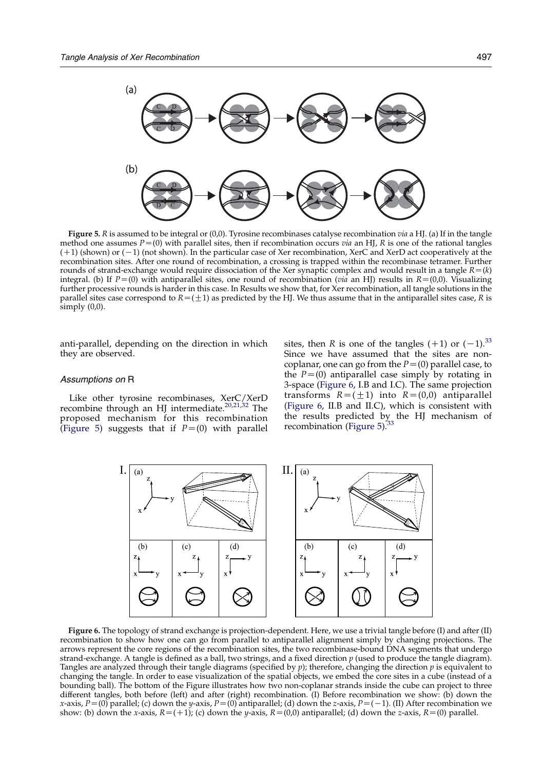**Figure 5.** $R$ is assumed to be integral or (0,0). Tyrosine recombinases catalyse recombination *via* a HJ. (a) If in the tangle method one assumes $P=(0)$ with parallel sites, then if recombination occurs *via* an HJ, $R$ is one of the rational tangles $(+1)$ (shown) or $(-1)$ (not shown). In the particular case of Xer recombination, XerC and XerD act cooperatively at the recombination sites. After one round of recombination, a crossing is trapped within the recombinase tetramer. Further rounds of strand-exchange would require dissociation of the Xer synaptic complex and would result in a tangle $R=(k)$ integral. (b) If $P=(0)$ with antiparallel sites, one round of recombination (*via* an HJ) results in $R=(0,0)$. Visualizing further processive rounds is harder in this case. In Results we show that, for Xer recombination, all tangle solutions in the parallel sites case correspond to $R=(\pm 1)$ as predicted by the HJ. We thus assume that in the antiparallel sites case, $R$ is simply (0,0).

anti-parallel, depending on the direction in which they are observed.

### Assumptions on R

Like other tyrosine recombinases, XerC/XerD recombine through an HJ intermediate.[20,21,32] The proposed mechanism for this recombination (Figure 5) suggests that if $P=(0)$ with parallel sites, then $R$ is one of the tangles $(+1)$ or $(-1)$.[33] Since we have assumed that the sites are non-coplanar, one can go from the $P=(0)$ parallel case, to the $P=(0)$ antiparallel case simply by rotating in 3-space (Figure 6, I.B and I.C). The same projection transforms $R=(\pm 1)$ into $R=(0,0)$ antiparallel (Figure 6, II.B and II.C), which is consistent with the results predicted by the HJ mechanism of recombination (Figure 5).[33]

**Figure 6.** The topology of strand exchange is projection-dependent. Here, we use a trivial tangle before (I) and after (II) recombination to show how one can go from parallel to antiparallel alignment simply by changing projections. The arrows represent the core regions of the recombination sites, the two recombinase-bound DNA segments that undergo strand-exchange. A tangle is defined as a ball, two strings, and a fixed direction $p$ (used to produce the tangle diagram). Tangles are analyzed through their tangle diagrams (specified by $p$); therefore, changing the direction $p$ is equivalent to changing the tangle. In order to ease visualization of the spatial objects, we embed the core sites in a cube (instead of a bounding ball). The bottom of the Figure illustrates how two non-coplanar strands inside the cube can project to three different tangles, both before (left) and after (right) recombination. (I) Before recombination we show: (b) down the $x$-axis, $P=(0)$ parallel; (c) down the $y$-axis, $P=(0)$ antiparallel; (d) down the $z$-axis, $P=(-1)$. (II) After recombination we show: (b) down the $x$-axis, $R=(+1)$; (c) down the $y$-axis, $R=(0,0)$ antiparallel; (d) down the $z$-axis, $R=(0)$ parallel.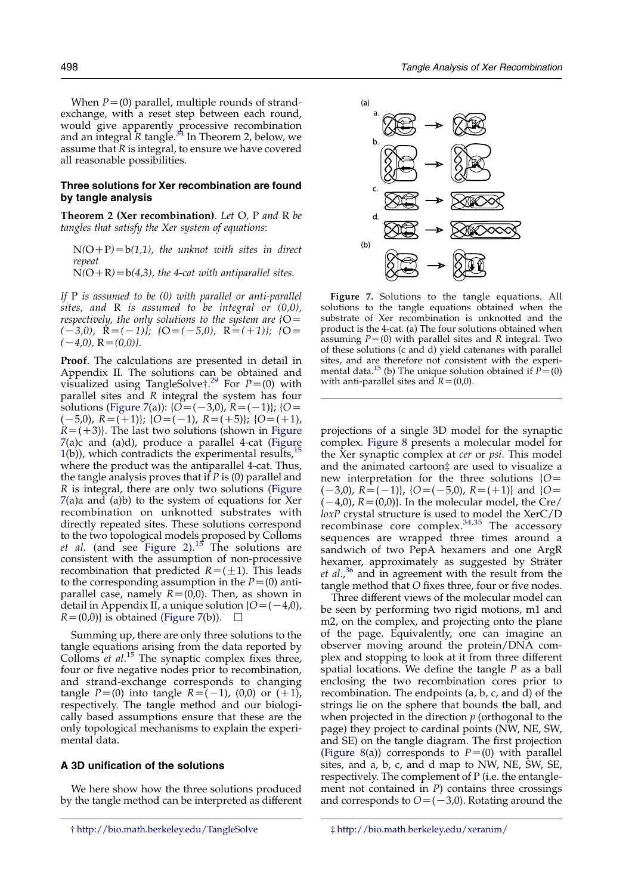When $P=(0)$ parallel, multiple rounds of strand-exchange, with a reset step between each round, would give apparently processive recombination and an integral $R$ tangle.[34] In Theorem 2, below, we assume that $R$ is integral, to ensure we have covered all reasonable possibilities.

### Three solutions for Xer recombination are found by tangle analysis

**Theorem 2 (Xer recombination)**. *Let* O, P *and* R *be tangles that satisfy the Xer system of equations*:

*N(O+P)=b(1,1), the unknot with sites in direct repeat*
*N(O+R)=b(4,3), the 4-cat with antiparallel sites.*

*If* P *is assumed to be (0) with parallel or anti-parallel sites, and* R *is assumed to be integral or (0,0), respectively, the only solutions to the system are* {O=(−3,0), R=(−1)}; {O=(−5,0), R=(+1)}; {O=(−4,0), R=(0,0)}.

**Proof**. The calculations are presented in detail in Appendix II. The solutions can be obtained and visualized using TangleSolve†.[29] For $P=(0)$ with parallel sites and $R$ integral the system has four solutions (Figure 7(a)): {$O=(-3,0)$, $R=(-1)$}; {$O=(-5,0)$, $R=(+1)$}; {$O=(-1)$, $R=(+5)$}; {$O=(+1)$, $R=(+3)$}. The last two solutions (shown in Figure 7(a)c and (a)d), produce a parallel 4-cat (Figure 1(b)), which contradicts the experimental results,[15] where the product was the antiparallel 4-cat. Thus, the tangle analysis proves that if $P$ is (0) parallel and $R$ is integral, there are only two solutions (Figure 7(a)a and (a)b) to the system of equations for Xer recombination on unknotted substrates with directly repeated sites. These solutions correspond to the two topological models proposed by Colloms *et al.* (and see Figure 2).[15] The solutions are consistent with the assumption of non-processive recombination that predicted $R=(\pm 1)$. This leads to the corresponding assumption in the $P=(0)$ anti-parallel case, namely $R=(0,0)$. Then, as shown in detail in Appendix II, a unique solution {$O=(-4,0)$, $R=(0,0)$} is obtained (Figure 7(b)). □

Summing up, there are only three solutions to the tangle equations arising from the data reported by Colloms *et al.*[15] The synaptic complex fixes three, four or five negative nodes prior to recombination, and strand-exchange corresponds to changing tangle $P=(0)$ into tangle $R=(-1)$, (0,0) or (+1), respectively. The tangle method and our biologically based assumptions ensure that these are the only topological mechanisms to explain the experimental data.

### A 3D unification of the solutions

We here show how the three solutions produced by the tangle method can be interpreted as different projections of a single 3D model for the synaptic complex. Figure 8 presents a molecular model for the Xer synaptic complex at *cer* or *psi*. This model and the animated cartoon‡ are used to visualize a new interpretation for the three solutions {$O=(-3,0)$, $R=(-1)$}, {$O=(-5,0)$, $R=(+1)$} and {$O=(-4,0)$, $R=(0,0)$}. In the molecular model, the Cre/*loxP* crystal structure is used to model the XerC/D recombinase core complex.[34,35] The accessory sequences are wrapped three times around a sandwich of two PepA hexamers and one ArgR hexamer, approximately as suggested by Sträter *et al.*,[36] and in agreement with the result from the tangle method that $O$ fixes three, four or five nodes.

Three different views of the molecular model can be seen by performing two rigid motions, m1 and m2, on the complex, and projecting onto the plane of the page. Equivalently, one can imagine an observer moving around the protein/DNA complex and stopping to look at it from three different spatial locations. We define the tangle $P$ as a ball enclosing the two recombination cores prior to recombination. The endpoints (a, b, c, and d) of the strings lie on the sphere that bounds the ball, and when projected in the direction $p$ (orthogonal to the page) they project to cardinal points (NW, NE, SW, and SE) on the tangle diagram. The first projection (Figure 8(a)) corresponds to $P=(0)$ with parallel sites, and a, b, c, and d map to NW, NE, SW, SE, respectively. The complement of P (i.e. the entanglement not contained in $P$) contains three crossings and corresponds to $O=(-3,0)$. Rotating around the

**Figure 7.** Solutions to the tangle equations. All solutions to the tangle equations obtained when the substrate of Xer recombination is unknotted and the product is the 4-cat. (a) The four solutions obtained when assuming $P=(0)$ with parallel sites and $R$ integral. Two of these solutions (c and d) yield catenanes with parallel sites, and are therefore not consistent with the experimental data.[15] (b) The unique solution obtained if $P=(0)$ with anti-parallel sites and $R=(0,0)$.

† http://bio.math.berkeley.edu/TangleSolve

‡ http://bio.math.berkeley.edu/xeranim/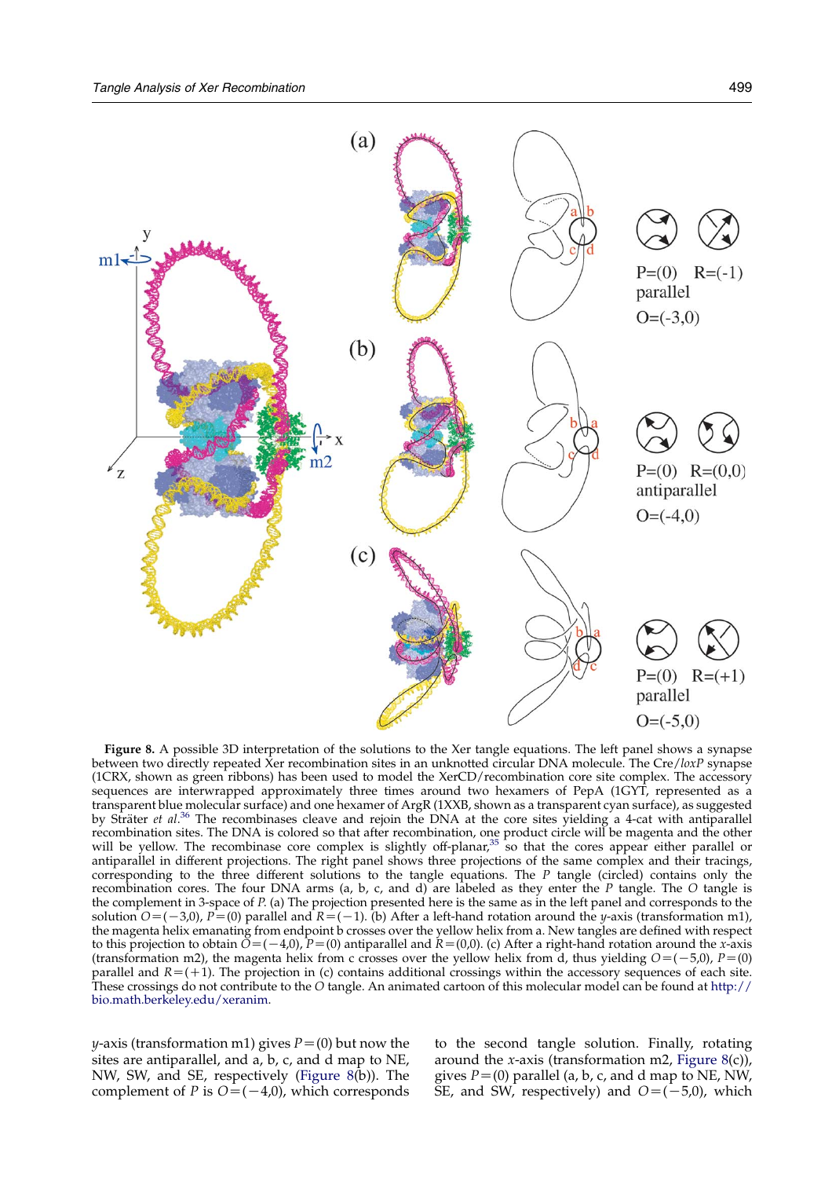**Figure 8.** A possible 3D interpretation of the solutions to the Xer tangle equations. The left panel shows a synapse between two directly repeated Xer recombination sites in an unknotted circular DNA molecule. The Cre/*loxP* synapse (1CRX, shown as green ribbons) has been used to model the XerCD/recombination core site complex. The accessory sequences are interwrapped approximately three times around two hexamers of PepA (1GYT, represented as a transparent blue molecular surface) and one hexamer of ArgR (1XXB, shown as a transparent cyan surface), as suggested by Sträter *et al.*[36] The recombinases cleave and rejoin the DNA at the core sites yielding a 4-cat with antiparallel recombination sites. The DNA is colored so that after recombination, one product circle will be magenta and the other will be yellow. The recombinase core complex is slightly off-planar,[35] so that the cores appear either parallel or antiparallel in different projections. The right panel shows three projections of the same complex and their tracings, corresponding to the three different solutions to the tangle equations. The *P* tangle (circled) contains only the recombination cores. The four DNA arms (a, b, c, and d) are labeled as they enter the *P* tangle. The *O* tangle is the complement in 3-space of *P*. (a) The projection presented here is the same as in the left panel and corresponds to the solution $O=(-3,0)$, $P=(0)$ parallel and $R=(-1)$. (b) After a left-hand rotation around the *y*-axis (transformation m1), the magenta helix emanating from endpoint b crosses over the yellow helix from a. New tangles are defined with respect to this projection to obtain $O=(-4,0)$, $P=(0)$ antiparallel and $R=(0,0)$. (c) After a right-hand rotation around the *x*-axis (transformation m2), the magenta helix from c crosses over the yellow helix from d, thus yielding $O=(-5,0)$, $P=(0)$ parallel and $R=(+1)$. The projection in (c) contains additional crossings within the accessory sequences of each site. These crossings do not contribute to the *O* tangle. An animated cartoon of this molecular model can be found at http://bio.math.berkeley.edu/xeranim.

*y*-axis (transformation m1) gives $P=(0)$ but now the sites are antiparallel, and a, b, c, and d map to NE, NW, SW, and SE, respectively (Figure 8(b)). The complement of *P* is $O=(-4,0)$, which corresponds to the second tangle solution. Finally, rotating around the *x*-axis (transformation m2, Figure 8(c)), gives $P=(0)$ parallel (a, b, c, and d map to NE, NW, SE, and SW, respectively) and $O=(-5,0)$, which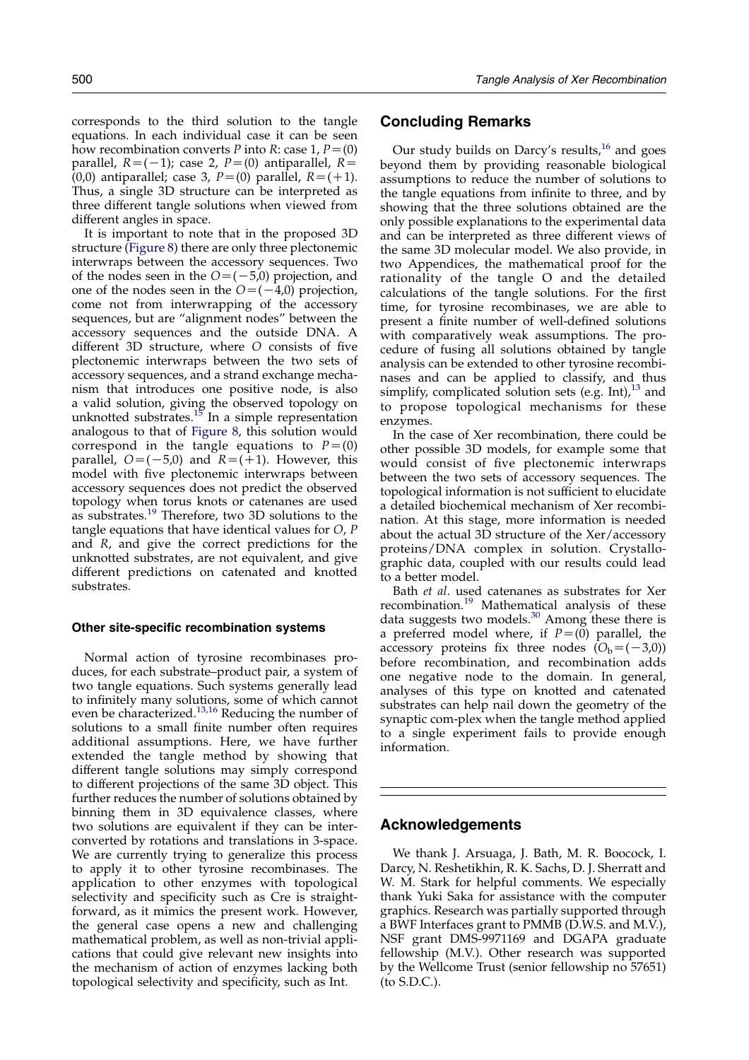corresponds to the third solution to the tangle equations. In each individual case it can be seen how recombination converts $P$ into $R$: case 1, $P=(0)$ parallel, $R=(-1)$; case 2, $P=(0)$ antiparallel, $R=(0,0)$ antiparallel; case 3, $P=(0)$ parallel, $R=(+1)$. Thus, a single 3D structure can be interpreted as three different tangle solutions when viewed from different angles in space.

It is important to note that in the proposed 3D structure (Figure 8) there are only three plectonemic interwraps between the accessory sequences. Two of the nodes seen in the $O=(-5,0)$ projection, and one of the nodes seen in the $O=(-4,0)$ projection, come not from interwrapping of the accessory sequences, but are "alignment nodes" between the accessory sequences and the outside DNA. A different 3D structure, where $O$ consists of five plectonemic interwraps between the two sets of accessory sequences, and a strand exchange mechanism that introduces one positive node, is also a valid solution, giving the observed topology on unknotted substrates.[15] In a simple representation analogous to that of Figure 8, this solution would correspond in the tangle equations to $P=(0)$ parallel, $O=(-5,0)$ and $R=(+1)$. However, this model with five plectonemic interwraps between accessory sequences does not predict the observed topology when torus knots or catenanes are used as substrates.[19] Therefore, two 3D solutions to the tangle equations that have identical values for $O$, $P$ and $R$, and give the correct predictions for the unknotted substrates, are not equivalent, and give different predictions on catenated and knotted substrates.

#### Other site-specific recombination systems

Normal action of tyrosine recombinases produces, for each substrate–product pair, a system of two tangle equations. Such systems generally lead to infinitely many solutions, some of which cannot even be characterized.[13,16] Reducing the number of solutions to a small finite number often requires additional assumptions. Here, we have further extended the tangle method by showing that different tangle solutions may simply correspond to different projections of the same 3D object. This further reduces the number of solutions obtained by binning them in 3D equivalence classes, where two solutions are equivalent if they can be interconverted by rotations and translations in 3-space. We are currently trying to generalize this process to apply it to other tyrosine recombinases. The application to other enzymes with topological selectivity and specificity such as Cre is straightforward, as it mimics the present work. However, the general case opens a new and challenging mathematical problem, as well as non-trivial applications that could give relevant new insights into the mechanism of action of enzymes lacking both topological selectivity and specificity, such as Int.

## Concluding Remarks

Our study builds on Darcy's results,[16] and goes beyond them by providing reasonable biological assumptions to reduce the number of solutions to the tangle equations from infinite to three, and by showing that the three solutions obtained are the only possible explanations to the experimental data and can be interpreted as three different views of the same 3D molecular model. We also provide, in two Appendices, the mathematical proof for the rationality of the tangle O and the detailed calculations of the tangle solutions. For the first time, for tyrosine recombinases, we are able to present a finite number of well-defined solutions with comparatively weak assumptions. The procedure of fusing all solutions obtained by tangle analysis can be extended to other tyrosine recombinases and can be applied to classify, and thus simplify, complicated solution sets (e.g. Int),[13] and to propose topological mechanisms for these enzymes.

In the case of Xer recombination, there could be other possible 3D models, for example some that would consist of five plectonemic interwraps between the two sets of accessory sequences. The topological information is not sufficient to elucidate a detailed biochemical mechanism of Xer recombination. At this stage, more information is needed about the actual 3D structure of the Xer/accessory proteins/DNA complex in solution. Crystallographic data, coupled with our results could lead to a better model.

Bath *et al*. used catenanes as substrates for Xer recombination.[19] Mathematical analysis of these data suggests two models.[30] Among these there is a preferred model where, if $P=(0)$ parallel, the accessory proteins fix three nodes ($O_b=(-3,0)$) before recombination, and recombination adds one negative node to the domain. In general, analyses of this type on knotted and catenated substrates can help nail down the geometry of the synaptic com-plex when the tangle method applied to a single experiment fails to provide enough information.

## Acknowledgements

We thank J. Arsuaga, J. Bath, M. R. Boocock, I. Darcy, N. Reshetikhin, R. K. Sachs, D. J. Sherratt and W. M. Stark for helpful comments. We especially thank Yuki Saka for assistance with the computer graphics. Research was partially supported through a BWF Interfaces grant to PMMB (D.W.S. and M.V.), NSF grant DMS-9971169 and DGAPA graduate fellowship (M.V.). Other research was supported by the Wellcome Trust (senior fellowship no 57651) (to S.D.C.).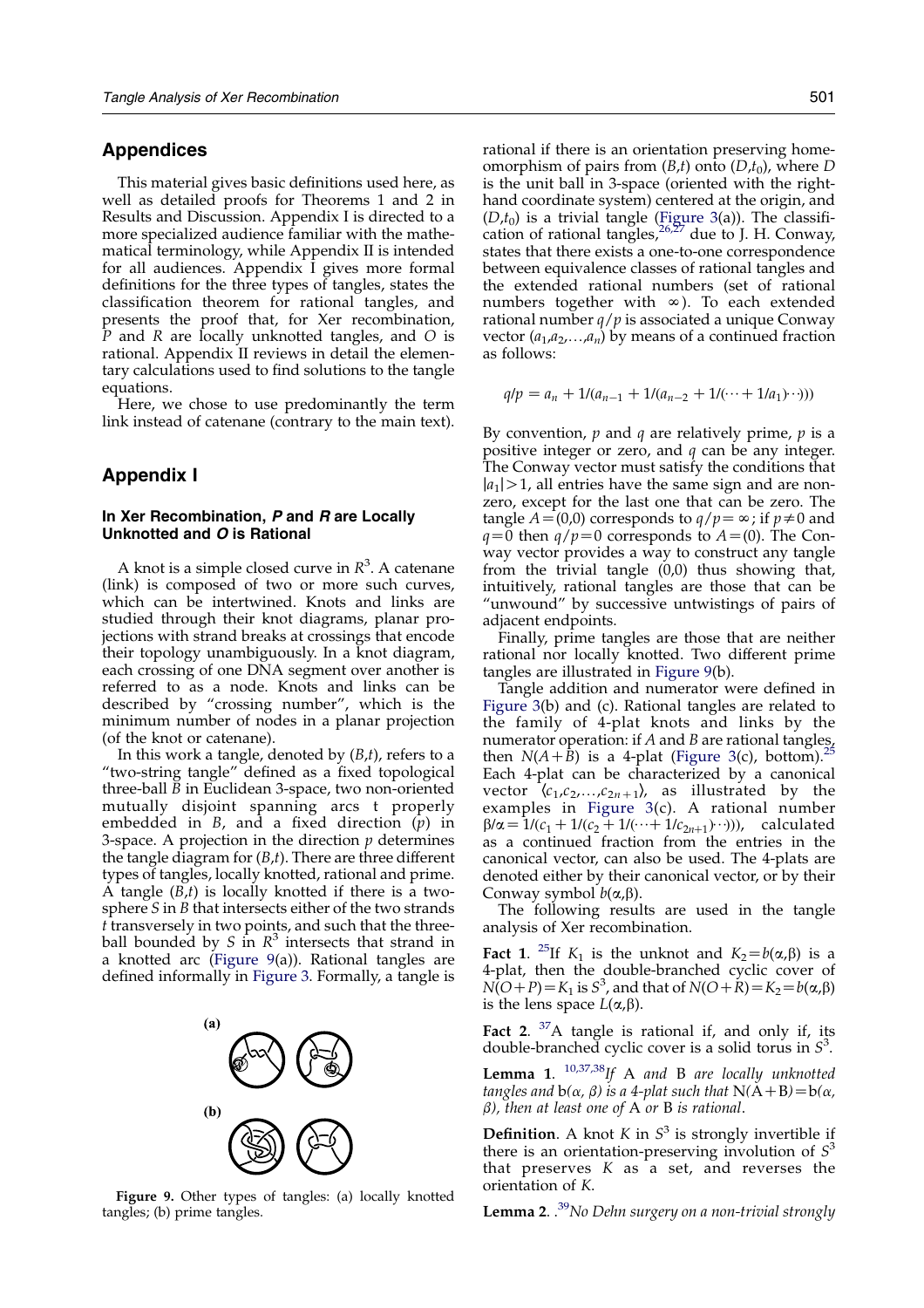## Appendices

This material gives basic definitions used here, as well as detailed proofs for Theorems 1 and 2 in Results and Discussion. Appendix I is directed to a more specialized audience familiar with the mathematical terminology, while Appendix II is intended for all audiences. Appendix I gives more formal definitions for the three types of tangles, states the classification theorem for rational tangles, and presents the proof that, for Xer recombination, *P* and *R* are locally unknotted tangles, and *O* is rational. Appendix II reviews in detail the elementary calculations used to find solutions to the tangle equations.

Here, we chose to use predominantly the term link instead of catenane (contrary to the main text).

## Appendix I

### In Xer Recombination, *P* and *R* are Locally Unknotted and *O* is Rational

A knot is a simple closed curve in $R^3$. A catenane (link) is composed of two or more such curves, which can be intertwined. Knots and links are studied through their knot diagrams, planar projections with strand breaks at crossings that encode their topology unambiguously. In a knot diagram, each crossing of one DNA segment over another is referred to as a node. Knots and links can be described by "crossing number", which is the minimum number of nodes in a planar projection (of the knot or catenane).

In this work a tangle, denoted by $(B,t)$, refers to a "two-string tangle" defined as a fixed topological three-ball $B$ in Euclidean 3-space, two non-oriented mutually disjoint spanning arcs t properly embedded in $B$, and a fixed direction $(p)$ in 3-space. A projection in the direction $p$ determines the tangle diagram for $(B,t)$. There are three different types of tangles, locally knotted, rational and prime. A tangle $(B,t)$ is locally knotted if there is a two-sphere $S$ in $B$ that intersects either of the two strands $t$ transversely in two points, and such that the three-ball bounded by $S$ in $R^3$ intersects that strand in a knotted arc (Figure 9(a)). Rational tangles are defined informally in Figure 3. Formally, a tangle is rational if there is an orientation preserving homeomorphism of pairs from $(B,t)$ onto $(D,t_0)$, where $D$ is the unit ball in 3-space (oriented with the right-hand coordinate system) centered at the origin, and $(D,t_0)$ is a trivial tangle (Figure 3(a)). The classification of rational tangles,[26,27] due to J. H. Conway, states that there exists a one-to-one correspondence between equivalence classes of rational tangles and the extended rational numbers (set of rational numbers together with $\infty$). To each extended rational number $q/p$ is associated a unique Conway vector $(a_1,a_2,\ldots,a_n)$ by means of a continued fraction as follows:

$$q/p = a_n + 1/(a_{n-1} + 1/(a_{n-2} + 1/(\cdots + 1/a_1)\cdots)))$$

By convention, $p$ and $q$ are relatively prime, $p$ is a positive integer or zero, and $q$ can be any integer. The Conway vector must satisfy the conditions that $|a_1|>1$, all entries have the same sign and are non-zero, except for the last one that can be zero. The tangle $A=(0,0)$ corresponds to $q/p=\infty$; if $p\neq 0$ and $q=0$ then $q/p=0$ corresponds to $A=(0)$. The Conway vector provides a way to construct any tangle from the trivial tangle (0,0) thus showing that, intuitively, rational tangles are those that can be "unwound" by successive untwistings of pairs of adjacent endpoints.

Finally, prime tangles are those that are neither rational nor locally knotted. Two different prime tangles are illustrated in Figure 9(b).

Figure 9. Other types of tangles: (a) locally knotted tangles; (b) prime tangles.

Tangle addition and numerator were defined in Figure 3(b) and (c). Rational tangles are related to the family of 4-plat knots and links by the numerator operation: if $A$ and $B$ are rational tangles, then $N(A+B)$ is a 4-plat (Figure 3(c), bottom).[25] Each 4-plat can be characterized by a canonical vector $\langle c_1,c_2,\ldots,c_{2n+1}\rangle$, as illustrated by the examples in Figure 3(c). A rational number $\beta/\alpha = 1/(c_1 + 1/(c_2 + 1/(\cdots + 1/c_{2n+1})\cdots)))$, calculated as a continued fraction from the entries in the canonical vector, can also be used. The 4-plats are denoted either by their canonical vector, or by their Conway symbol $b(\alpha,\beta)$.

The following results are used in the tangle analysis of Xer recombination.

**Fact 1**. [25]If $K_1$ is the unknot and $K_2=b(\alpha,\beta)$ is a 4-plat, then the double-branched cyclic cover of $N(O+P)=K_1$ is $S^3$, and that of $N(O+R)=K_2=b(\alpha,\beta)$ is the lens space $L(\alpha,\beta)$.

**Fact 2**. [37]A tangle is rational if, and only if, its double-branched cyclic cover is a solid torus in $S^3$.

**Lemma 1**. [10,37,38]*If* A *and* B *are locally unknotted tangles and* b(*α, β*) *is a 4-plat such that* N(A+B)=b(*α, β*), *then at least one of* A *or* B *is rational*.

**Definition**. A knot $K$ in $S^3$ is strongly invertible if there is an orientation-preserving involution of $S^3$ that preserves $K$ as a set, and reverses the orientation of $K$.

**Lemma 2**. .[39]*No Dehn surgery on a non-trivial strongly*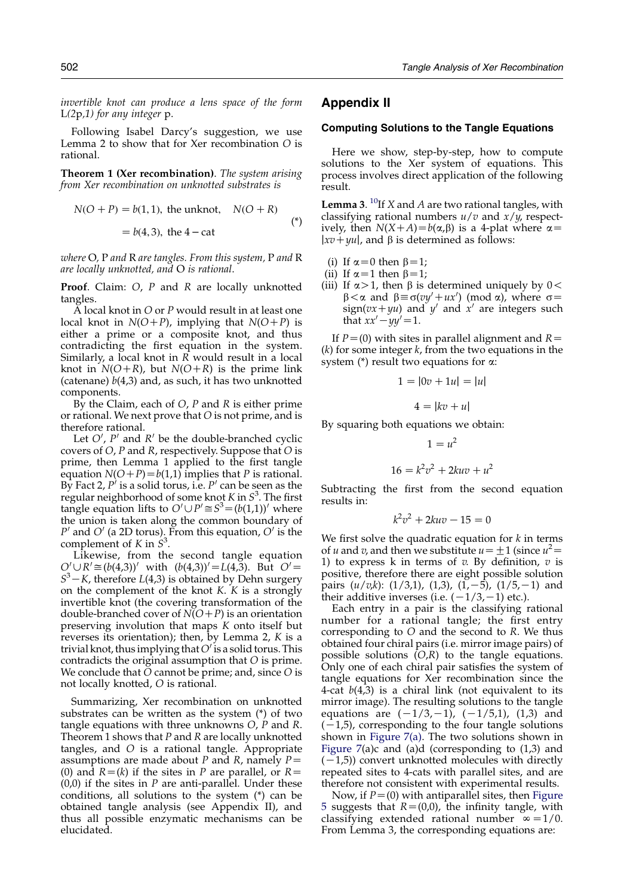*invertible knot can produce a lens space of the form* L*(2*p*,1) for any integer* p.

Following Isabel Darcy's suggestion, we use Lemma 2 to show that for Xer recombination $O$ is rational.

**Theorem 1 (Xer recombination)**. *The system arising from Xer recombination on unknotted substrates is*

$$N(O+P) = b(1,1), \text{ the unknot}, \quad N(O+R) = b(4,3), \text{ the } 4-\text{cat} \qquad (*)$$

*where* O, P *and* R *are tangles. From this system,* P *and* R *are locally unknotted, and* O *is rational.*

**Proof**. Claim: $O$, $P$ and $R$ are locally unknotted tangles.

A local knot in $O$ or $P$ would result in at least one local knot in $N(O+P)$, implying that $N(O+P)$ is either a prime or a composite knot, and thus contradicting the first equation in the system. Similarly, a local knot in $R$ would result in a local knot in $N(O+R)$, but $N(O+R)$ is the prime link (catenane) $b(4,3)$ and, as such, it has two unknotted components.

By the Claim, each of $O$, $P$ and $R$ is either prime or rational. We next prove that $O$ is not prime, and is therefore rational.

Let $O'$, $P'$ and $R'$ be the double-branched cyclic covers of $O$, $P$ and $R$, respectively. Suppose that $O$ is prime, then Lemma 1 applied to the first tangle equation $N(O+P)=b(1,1)$ implies that $P$ is rational. By Fact 2, $P'$ is a solid torus, i.e. $P'$ can be seen as the regular neighborhood of some knot $K$ in $S^3$. The first tangle equation lifts to $O' \cup P' \cong S^3 = (b(1,1))'$ where the union is taken along the common boundary of $P'$ and $O'$ (a 2D torus). From this equation, $O'$ is the complement of $K$ in $S^3$.

Likewise, from the second tangle equation $O' \cup R' \cong (b(4,3))'$ with $(b(4,3))' = L(4,3)$. But $O' = S^3 - K$, therefore $L(4,3)$ is obtained by Dehn surgery on the complement of the knot $K$. $K$ is a strongly invertible knot (the covering transformation of the double-branched cover of $N(O+P)$ is an orientation preserving involution that maps $K$ onto itself but reverses its orientation); then, by Lemma 2, $K$ is a trivial knot, thus implying that $O'$ is a solid torus. This contradicts the original assumption that $O$ is prime. We conclude that $O$ cannot be prime; and, since $O$ is not locally knotted, $O$ is rational.

Summarizing, Xer recombination on unknotted substrates can be written as the system (*) of two tangle equations with three unknowns $O$, $P$ and $R$. Theorem 1 shows that $P$ and $R$ are locally unknotted tangles, and $O$ is a rational tangle. Appropriate assumptions are made about $P$ and $R$, namely $P=(0)$ and $R=(k)$ if the sites in $P$ are parallel, or $R=(0,0)$ if the sites in $P$ are anti-parallel. Under these conditions, all solutions to the system (*) can be obtained tangle analysis (see Appendix II), and thus all possible enzymatic mechanisms can be elucidated.

## Appendix II

### Computing Solutions to the Tangle Equations

Here we show, step-by-step, how to compute solutions to the Xer system of equations. This process involves direct application of the following result.

**Lemma 3**. [10]If $X$ and $A$ are two rational tangles, with classifying rational numbers $u/v$ and $x/y$, respectively, then $N(X+A)=b(\alpha,\beta)$ is a 4-plat where $\alpha = |xv+yu|$, and $\beta$ is determined as follows:

(i) If $\alpha=0$ then $\beta=1$;
(ii) If $\alpha=1$ then $\beta=1$;
(iii) If $\alpha>1$, then $\beta$ is determined uniquely by $0<\beta<\alpha$ and $\beta \equiv \sigma(vy'+ux') \pmod{\alpha}$, where $\sigma = \text{sign}(vx+yu)$ and $y'$ and $x'$ are integers such that $xx'-yy'=1$.

If $P=(0)$ with sites in parallel alignment and $R=(k)$ for some integer $k$, from the two equations in the system (*) result two equations for $\alpha$:

$$1 = |0v + 1u| = |u|$$

$$4 = |kv + u|$$

By squaring both equations we obtain:

$$1 = u^2$$

$$16 = k^2v^2 + 2kuv + u^2$$

Subtracting the first from the second equation results in:

$$k^2v^2 + 2kuv - 15 = 0$$

We first solve the quadratic equation for $k$ in terms of $u$ and $v$, and then we substitute $u = \pm 1$ (since $u^2 = 1$) to express k in terms of $v$. By definition, $v$ is positive, therefore there are eight possible solution pairs $(u/v,k)$: $(1/3,1)$, $(1,3)$, $(1,-5)$, $(1/5,-1)$ and their additive inverses (i.e. $(-1/3,-1)$ etc.).

Each entry in a pair is the classifying rational number for a rational tangle; the first entry corresponding to $O$ and the second to $R$. We thus obtained four chiral pairs (i.e. mirror image pairs) of possible solutions $(O,R)$ to the tangle equations. Only one of each chiral pair satisfies the system of tangle equations for Xer recombination since the 4-cat $b(4,3)$ is a chiral link (not equivalent to its mirror image). The resulting solutions to the tangle equations are $(-1/3,-1)$, $(-1/5,1)$, $(1,3)$ and $(-1,5)$, corresponding to the four tangle solutions shown in Figure 7(a). The two solutions shown in Figure 7(a)c and (a)d (corresponding to $(1,3)$ and $(-1,5)$) convert unknotted molecules with directly repeated sites to 4-cats with parallel sites, and are therefore not consistent with experimental results.

Now, if $P=(0)$ with antiparallel sites, then Figure 5 suggests that $R=(0,0)$, the infinity tangle, with classifying extended rational number $\infty = 1/0$. From Lemma 3, the corresponding equations are: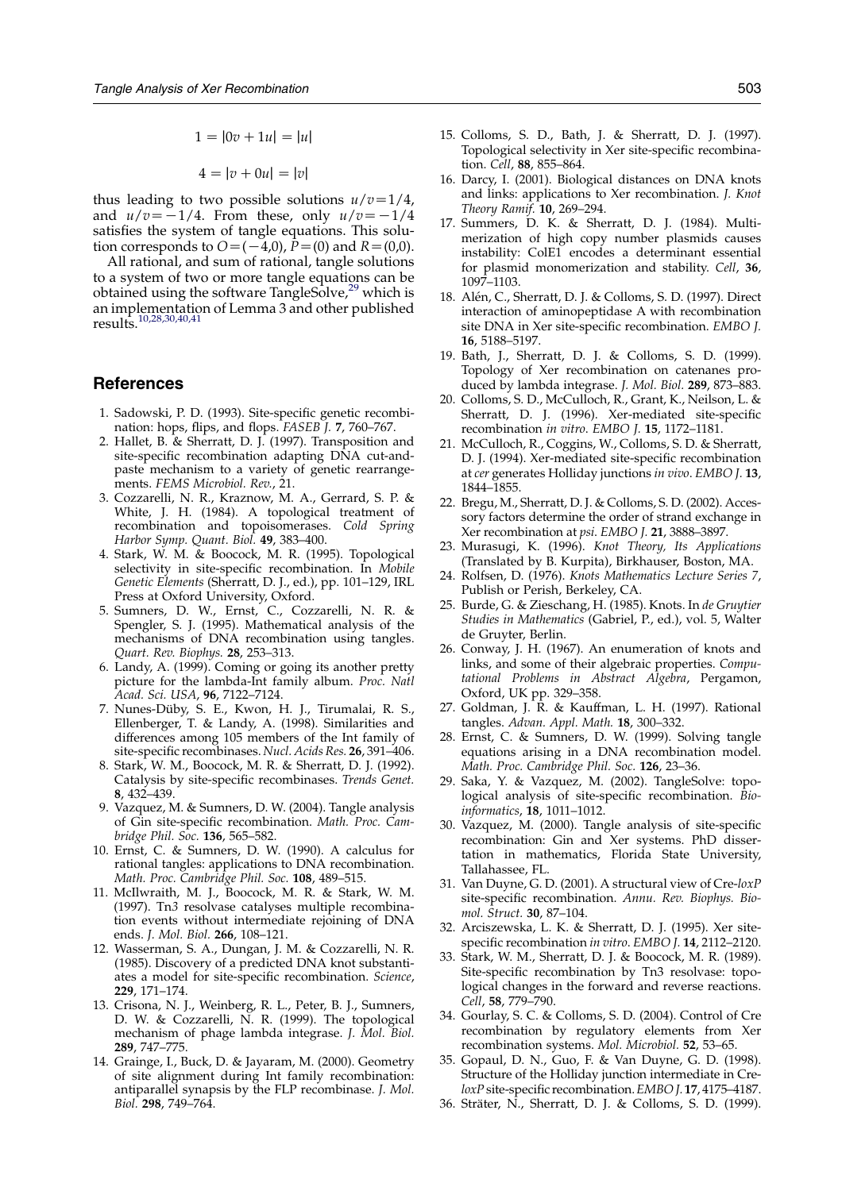$$1 = |0v + 1u| = |u|$$

$$4 = |v + 0u| = |v|$$

thus leading to two possible solutions $u/v=1/4$, and $u/v=-1/4$. From these, only $u/v=-1/4$ satisfies the system of tangle equations. This solution corresponds to $O=(-4,0)$, $P=(0)$ and $R=(0,0)$.

All rational, and sum of rational, tangle solutions to a system of two or more tangle equations can be obtained using the software TangleSolve,[29] which is an implementation of Lemma 3 and other published results.[10,28,30,40,41]

## References

1. Sadowski, P. D. (1993). Site-specific genetic recombination: hops, flips, and flops. *FASEB J.* **7**, 760–767.
2. Hallet, B. & Sherratt, D. J. (1997). Transposition and site-specific recombination adapting DNA cut-and-paste mechanism to a variety of genetic rearrangements. *FEMS Microbiol. Rev.*, 21.
3. Cozzarelli, N. R., Kraznow, M. A., Gerrard, S. P. & White, J. H. (1984). A topological treatment of recombination and topoisomerases. *Cold Spring Harbor Symp. Quant. Biol.* **49**, 383–400.
4. Stark, W. M. & Boocock, M. R. (1995). Topological selectivity in site-specific recombination. In *Mobile Genetic Elements* (Sherratt, D. J., ed.), pp. 101–129, IRL Press at Oxford University, Oxford.
5. Sumners, D. W., Ernst, C., Cozzarelli, N. R. & Spengler, S. J. (1995). Mathematical analysis of the mechanisms of DNA recombination using tangles. *Quart. Rev. Biophys.* **28**, 253–313.
6. Landy, A. (1999). Coming or going its another pretty picture for the lambda-Int family album. *Proc. Natl Acad. Sci. USA*, **96**, 7122–7124.
7. Nunes-Düby, S. E., Kwon, H. J., Tirumalai, R. S., Ellenberger, T. & Landy, A. (1998). Similarities and differences among 105 members of the Int family of site-specific recombinases. *Nucl. Acids Res.* **26**, 391–406.
8. Stark, W. M., Boocock, M. R. & Sherratt, D. J. (1992). Catalysis by site-specific recombinases. *Trends Genet.* **8**, 432–439.
9. Vazquez, M. & Sumners, D. W. (2004). Tangle analysis of Gin site-specific recombination. *Math. Proc. Cambridge Phil. Soc.* **136**, 565–582.
10. Ernst, C. & Sumners, D. W. (1990). A calculus for rational tangles: applications to DNA recombination. *Math. Proc. Cambridge Phil. Soc.* **108**, 489–515.
11. McIlwraith, M. J., Boocock, M. R. & Stark, W. M. (1997). Tn*3* resolvase catalyses multiple recombination events without intermediate rejoining of DNA ends. *J. Mol. Biol.* **266**, 108–121.
12. Wasserman, S. A., Dungan, J. M. & Cozzarelli, N. R. (1985). Discovery of a predicted DNA knot substantiates a model for site-specific recombination. *Science*, **229**, 171–174.
13. Crisona, N. J., Weinberg, R. L., Peter, B. J., Sumners, D. W. & Cozzarelli, N. R. (1999). The topological mechanism of phage lambda integrase. *J. Mol. Biol.* **289**, 747–775.
14. Grainge, I., Buck, D. & Jayaram, M. (2000). Geometry of site alignment during Int family recombination: antiparallel synapsis by the FLP recombinase. *J. Mol. Biol.* **298**, 749–764.
15. Colloms, S. D., Bath, J. & Sherratt, D. J. (1997). Topological selectivity in Xer site-specific recombination. *Cell*, **88**, 855–864.
16. Darcy, I. (2001). Biological distances on DNA knots and links: applications to Xer recombination. *J. Knot Theory Ramif.* **10**, 269–294.
17. Summers, D. K. & Sherratt, D. J. (1984). Multimerization of high copy number plasmids causes instability: ColE1 encodes a determinant essential for plasmid monomerization and stability. *Cell*, **36**, 1097–1103.
18. Alén, C., Sherratt, D. J. & Colloms, S. D. (1997). Direct interaction of aminopeptidase A with recombination site DNA in Xer site-specific recombination. *EMBO J.* **16**, 5188–5197.
19. Bath, J., Sherratt, D. J. & Colloms, S. D. (1999). Topology of Xer recombination on catenanes produced by lambda integrase. *J. Mol. Biol.* **289**, 873–883.
20. Colloms, S. D., McCulloch, R., Grant, K., Neilson, L. & Sherratt, D. J. (1996). Xer-mediated site-specific recombination *in vitro*. *EMBO J.* **15**, 1172–1181.
21. McCulloch, R., Coggins, W., Colloms, S. D. & Sherratt, D. J. (1994). Xer-mediated site-specific recombination at *cer* generates Holliday junctions *in vivo*. *EMBO J.* **13**, 1844–1855.
22. Bregu, M., Sherratt, D. J. & Colloms, S. D. (2002). Accessory factors determine the order of strand exchange in Xer recombination at *psi*. *EMBO J.* **21**, 3888–3897.
23. Murasugi, K. (1996). *Knot Theory, Its Applications* (Translated by B. Kurpita), Birkhauser, Boston, MA.
24. Rolfsen, D. (1976). *Knots Mathematics Lecture Series 7*, Publish or Perish, Berkeley, CA.
25. Burde, G. & Zieschang, H. (1985). Knots. In *de Gruytier Studies in Mathematics* (Gabriel, P., ed.), vol. 5, Walter de Gruyter, Berlin.
26. Conway, J. H. (1967). An enumeration of knots and links, and some of their algebraic properties. *Computational Problems in Abstract Algebra*, Pergamon, Oxford, UK pp. 329–358.
27. Goldman, J. R. & Kauffman, L. H. (1997). Rational tangles. *Advan. Appl. Math.* **18**, 300–332.
28. Ernst, C. & Sumners, D. W. (1999). Solving tangle equations arising in a DNA recombination model. *Math. Proc. Cambridge Phil. Soc.* **126**, 23–36.
29. Saka, Y. & Vazquez, M. (2002). TangleSolve: topological analysis of site-specific recombination. *Bioinformatics*, **18**, 1011–1012.
30. Vazquez, M. (2000). Tangle analysis of site-specific recombination: Gin and Xer systems. PhD dissertation in mathematics, Florida State University, Tallahassee, FL.
31. Van Duyne, G. D. (2001). A structural view of Cre-*loxP* site-specific recombination. *Annu. Rev. Biophys. Biomol. Struct.* **30**, 87–104.
32. Arciszewska, L. K. & Sherratt, D. J. (1995). Xer site-specific recombination *in vitro*. *EMBO J.* **14**, 2112–2120.
33. Stark, W. M., Sherratt, D. J. & Boocock, M. R. (1989). Site-specific recombination by Tn3 resolvase: topological changes in the forward and reverse reactions. *Cell*, **58**, 779–790.
34. Gourlay, S. C. & Colloms, S. D. (2004). Control of Cre recombination by regulatory elements from Xer recombination systems. *Mol. Microbiol.* **52**, 53–65.
35. Gopaul, D. N., Guo, F. & Van Duyne, G. D. (1998). Structure of the Holliday junction intermediate in Cre-*loxP* site-specific recombination. *EMBO J.* **17**, 4175–4187.
36. Sträter, N., Sherratt, D. J. & Colloms, S. D. (1999).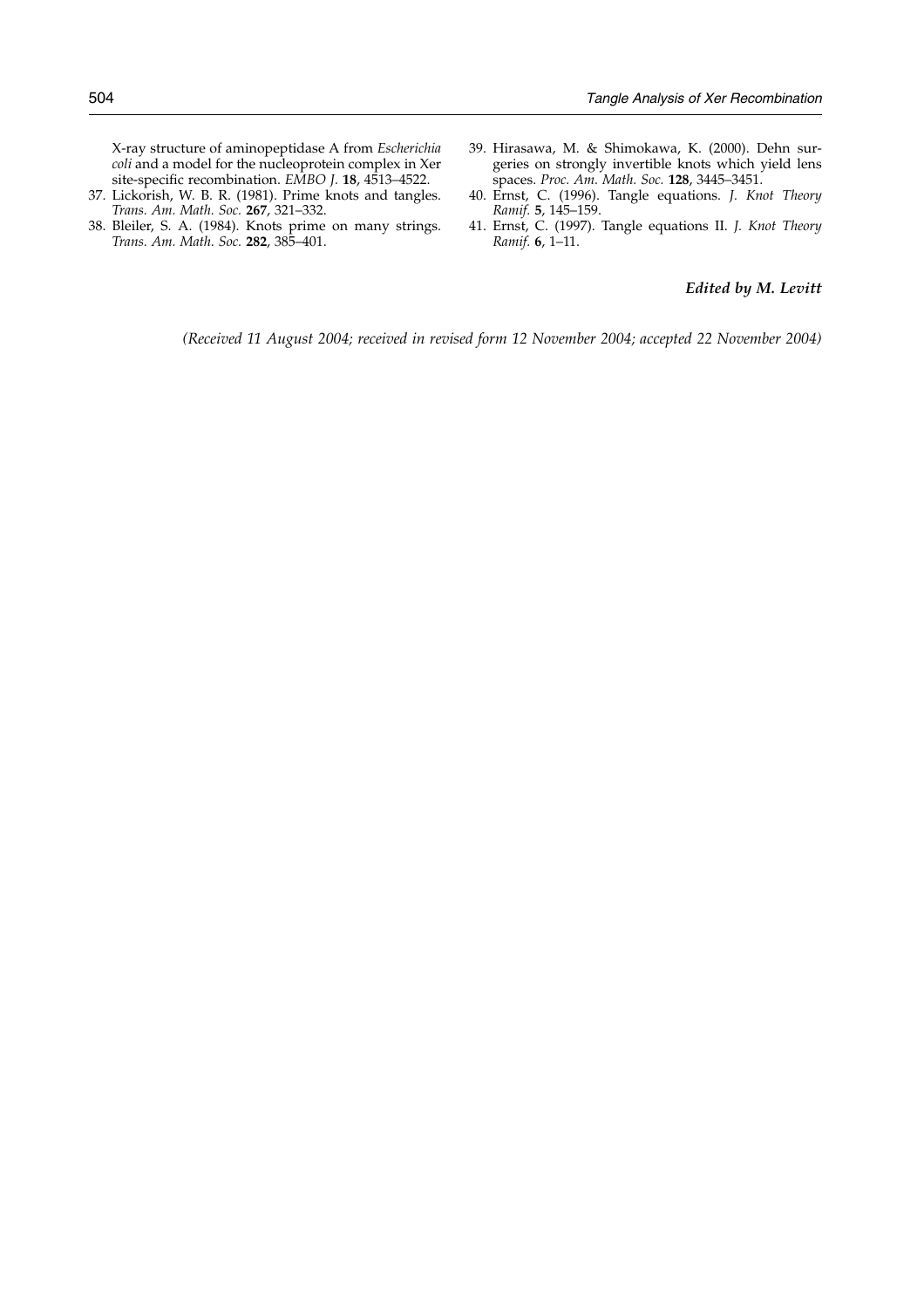X-ray structure of aminopeptidase A from *Escherichia coli* and a model for the nucleoprotein complex in Xer site-specific recombination. *EMBO J.* **18**, 4513–4522.

37. Lickorish, W. B. R. (1981). Prime knots and tangles. *Trans. Am. Math. Soc.* **267**, 321–332.
38. Bleiler, S. A. (1984). Knots prime on many strings. *Trans. Am. Math. Soc.* **282**, 385–401.
39. Hirasawa, M. & Shimokawa, K. (2000). Dehn surgeries on strongly invertible knots which yield lens spaces. *Proc. Am. Math. Soc.* **128**, 3445–3451.
40. Ernst, C. (1996). Tangle equations. *J. Knot Theory Ramif.* **5**, 145–159.
41. Ernst, C. (1997). Tangle equations II. *J. Knot Theory Ramif.* **6**, 1–11.

***Edited by M. Levitt***

*(Received 11 August 2004; received in revised form 12 November 2004; accepted 22 November 2004)*